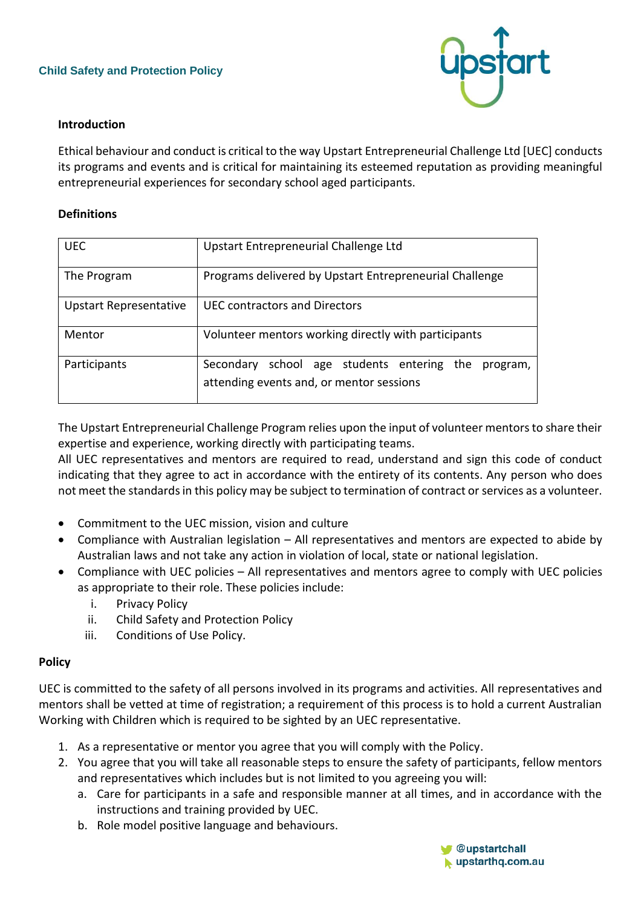# Child Safety and Protection Policy

## Introduction

Ethical behaviour and conduct is critical to the way Upstart Entrepreneurial Challenge Ltd [UEC] conducts its programs and events and is critical for maintaining its esteemed reputation as providing meaningful entrepreneurial experiences for secondary school aged participants.

## Definitions

| | |
|---|---|
| UEC | Upstart Entrepreneurial Challenge Ltd |
| The Program | Programs delivered by Upstart Entrepreneurial Challenge |
| Upstart Representative | UEC contractors and Directors |
| Mentor | Volunteer mentors working directly with participants |
| Participants | Secondary school age students entering the program, attending events and, or mentor sessions |

The Upstart Entrepreneurial Challenge Program relies upon the input of volunteer mentors to share their expertise and experience, working directly with participating teams.
All UEC representatives and mentors are required to read, understand and sign this code of conduct indicating that they agree to act in accordance with the entirety of its contents. Any person who does not meet the standards in this policy may be subject to termination of contract or services as a volunteer.

- Commitment to the UEC mission, vision and culture
- Compliance with Australian legislation – All representatives and mentors are expected to abide by Australian laws and not take any action in violation of local, state or national legislation.
- Compliance with UEC policies – All representatives and mentors agree to comply with UEC policies as appropriate to their role. These policies include:
  i. Privacy Policy
  ii. Child Safety and Protection Policy
  iii. Conditions of Use Policy.

## Policy

UEC is committed to the safety of all persons involved in its programs and activities. All representatives and mentors shall be vetted at time of registration; a requirement of this process is to hold a current Australian Working with Children which is required to be sighted by an UEC representative.

1. As a representative or mentor you agree that you will comply with the Policy.
2. You agree that you will take all reasonable steps to ensure the safety of participants, fellow mentors and representatives which includes but is not limited to you agreeing you will:
   a. Care for participants in a safe and responsible manner at all times, and in accordance with the instructions and training provided by UEC.
   b. Role model positive language and behaviours.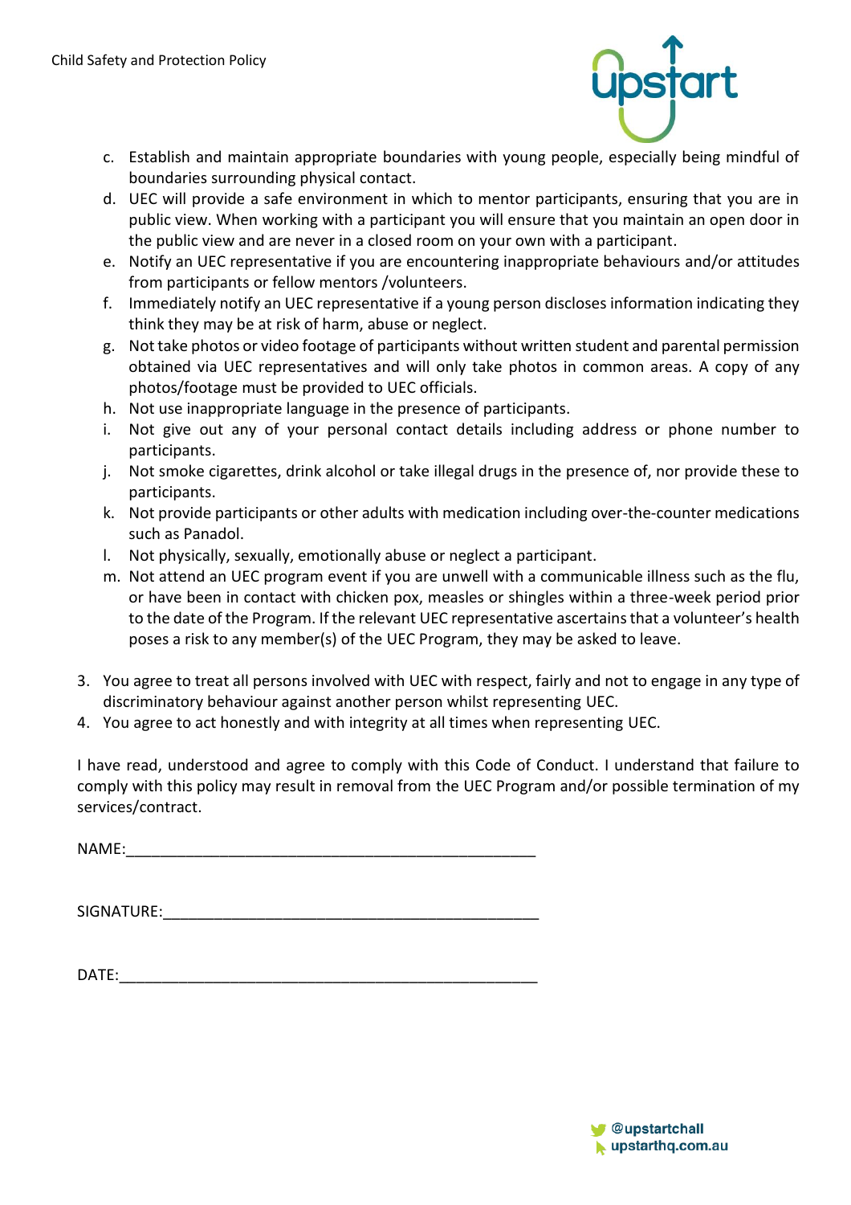c. Establish and maintain appropriate boundaries with young people, especially being mindful of boundaries surrounding physical contact.
d. UEC will provide a safe environment in which to mentor participants, ensuring that you are in public view. When working with a participant you will ensure that you maintain an open door in the public view and are never in a closed room on your own with a participant.
e. Notify an UEC representative if you are encountering inappropriate behaviours and/or attitudes from participants or fellow mentors /volunteers.
f. Immediately notify an UEC representative if a young person discloses information indicating they think they may be at risk of harm, abuse or neglect.
g. Not take photos or video footage of participants without written student and parental permission obtained via UEC representatives and will only take photos in common areas. A copy of any photos/footage must be provided to UEC officials.
h. Not use inappropriate language in the presence of participants.
i. Not give out any of your personal contact details including address or phone number to participants.
j. Not smoke cigarettes, drink alcohol or take illegal drugs in the presence of, nor provide these to participants.
k. Not provide participants or other adults with medication including over-the-counter medications such as Panadol.
l. Not physically, sexually, emotionally abuse or neglect a participant.
m. Not attend an UEC program event if you are unwell with a communicable illness such as the flu, or have been in contact with chicken pox, measles or shingles within a three-week period prior to the date of the Program. If the relevant UEC representative ascertains that a volunteer's health poses a risk to any member(s) of the UEC Program, they may be asked to leave.

3. You agree to treat all persons involved with UEC with respect, fairly and not to engage in any type of discriminatory behaviour against another person whilst representing UEC.
4. You agree to act honestly and with integrity at all times when representing UEC.

I have read, understood and agree to comply with this Code of Conduct. I understand that failure to comply with this policy may result in removal from the UEC Program and/or possible termination of my services/contract.

NAME:_______________________________________________

SIGNATURE:__________________________________________

DATE:_______________________________________________